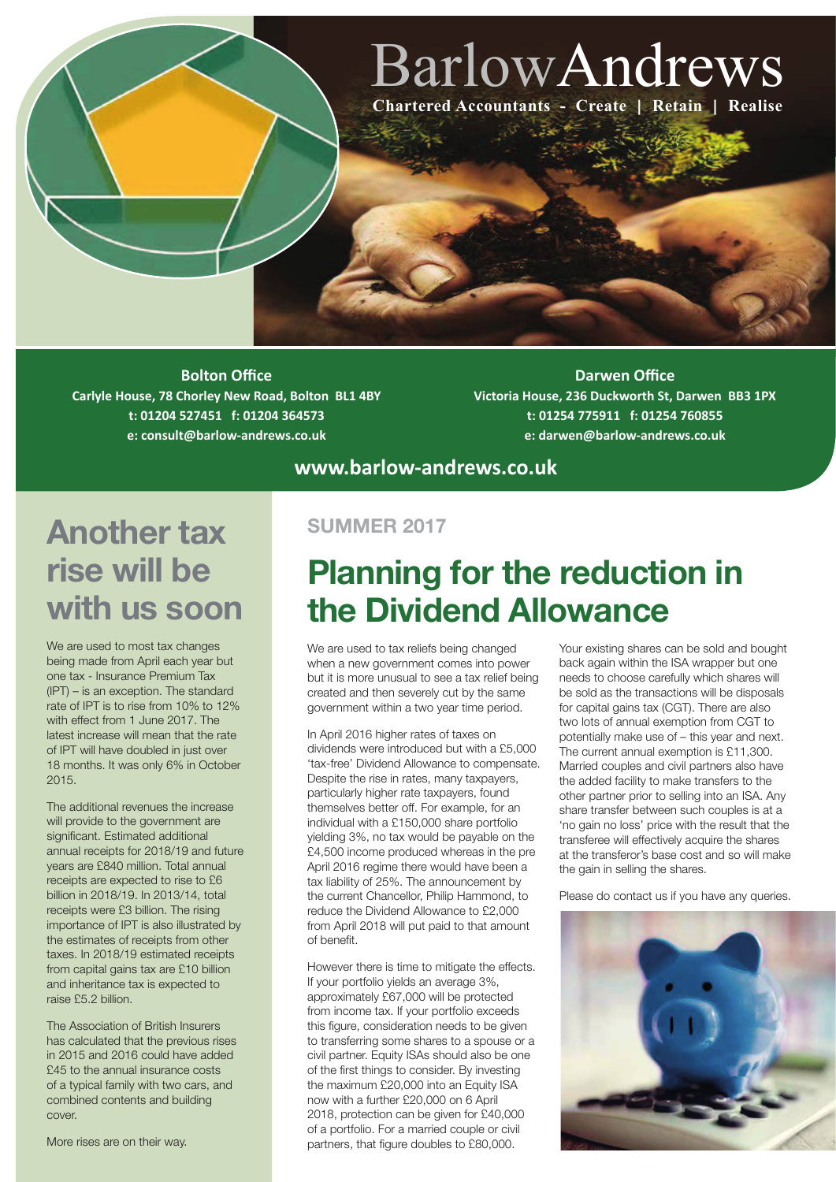# BarlowAndrews

**Chartered Accountants - Create | Retain | Realise**

**Bolton Office**
**Carlyle House, 78 Chorley New Road, Bolton BL1 4BY**
**t: 01204 527451 f: 01204 364573**
**e: consult@barlow-andrews.co.uk**

**Darwen Office**
**Victoria House, 236 Duckworth St, Darwen BB3 1PX**
**t: 01254 775911 f: 01254 760855**
**e: darwen@barlow-andrews.co.uk**

**www.barlow-andrews.co.uk**

## SUMMER 2017

# Planning for the reduction in the Dividend Allowance

We are used to tax reliefs being changed when a new government comes into power but it is more unusual to see a tax relief being created and then severely cut by the same government within a two year time period.

In April 2016 higher rates of taxes on dividends were introduced but with a £5,000 'tax-free' Dividend Allowance to compensate. Despite the rise in rates, many taxpayers, particularly higher rate taxpayers, found themselves better off. For example, for an individual with a £150,000 share portfolio yielding 3%, no tax would be payable on the £4,500 income produced whereas in the pre April 2016 regime there would have been a tax liability of 25%. The announcement by the current Chancellor, Philip Hammond, to reduce the Dividend Allowance to £2,000 from April 2018 will put paid to that amount of benefit.

However there is time to mitigate the effects. If your portfolio yields an average 3%, approximately £67,000 will be protected from income tax. If your portfolio exceeds this figure, consideration needs to be given to transferring some shares to a spouse or a civil partner. Equity ISAs should also be one of the first things to consider. By investing the maximum £20,000 into an Equity ISA now with a further £20,000 on 6 April 2018, protection can be given for £40,000 of a portfolio. For a married couple or civil partners, that figure doubles to £80,000.

Your existing shares can be sold and bought back again within the ISA wrapper but one needs to choose carefully which shares will be sold as the transactions will be disposals for capital gains tax (CGT). There are also two lots of annual exemption from CGT to potentially make use of – this year and next. The current annual exemption is £11,300. Married couples and civil partners also have the added facility to make transfers to the other partner prior to selling into an ISA. Any share transfer between such couples is at a 'no gain no loss' price with the result that the transferee will effectively acquire the shares at the transferor's base cost and so will make the gain in selling the shares.

Please do contact us if you have any queries.

# Another tax rise will be with us soon

We are used to most tax changes being made from April each year but one tax - Insurance Premium Tax (IPT) – is an exception. The standard rate of IPT is to rise from 10% to 12% with effect from 1 June 2017. The latest increase will mean that the rate of IPT will have doubled in just over 18 months. It was only 6% in October 2015.

The additional revenues the increase will provide to the government are significant. Estimated additional annual receipts for 2018/19 and future years are £840 million. Total annual receipts are expected to rise to £6 billion in 2018/19. In 2013/14, total receipts were £3 billion. The rising importance of IPT is also illustrated by the estimates of receipts from other taxes. In 2018/19 estimated receipts from capital gains tax are £10 billion and inheritance tax is expected to raise £5.2 billion.

The Association of British Insurers has calculated that the previous rises in 2015 and 2016 could have added £45 to the annual insurance costs of a typical family with two cars, and combined contents and building cover.

More rises are on their way.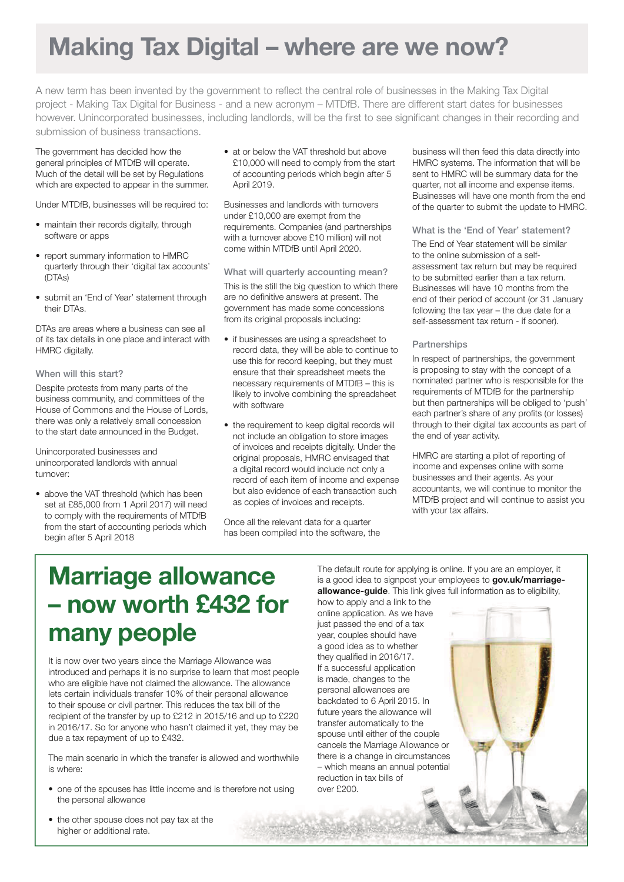# Making Tax Digital – where are we now?

A new term has been invented by the government to reflect the central role of businesses in the Making Tax Digital project - Making Tax Digital for Business - and a new acronym – MTDfB. There are different start dates for businesses however. Unincorporated businesses, including landlords, will be the first to see significant changes in their recording and submission of business transactions.

The government has decided how the general principles of MTDfB will operate. Much of the detail will be set by Regulations which are expected to appear in the summer.

Under MTDfB, businesses will be required to:

- maintain their records digitally, through software or apps
- report summary information to HMRC quarterly through their 'digital tax accounts' (DTAs)
- submit an 'End of Year' statement through their DTAs.

DTAs are areas where a business can see all of its tax details in one place and interact with HMRC digitally.

### When will this start?

Despite protests from many parts of the business community, and committees of the House of Commons and the House of Lords, there was only a relatively small concession to the start date announced in the Budget.

Unincorporated businesses and unincorporated landlords with annual turnover:

- above the VAT threshold (which has been set at £85,000 from 1 April 2017) will need to comply with the requirements of MTDfB from the start of accounting periods which begin after 5 April 2018
- at or below the VAT threshold but above £10,000 will need to comply from the start of accounting periods which begin after 5 April 2019.

Businesses and landlords with turnovers under £10,000 are exempt from the requirements. Companies (and partnerships with a turnover above £10 million) will not come within MTDfB until April 2020.

### What will quarterly accounting mean?

This is the still the big question to which there are no definitive answers at present. The government has made some concessions from its original proposals including:

- if businesses are using a spreadsheet to record data, they will be able to continue to use this for record keeping, but they must ensure that their spreadsheet meets the necessary requirements of MTDfB – this is likely to involve combining the spreadsheet with software
- the requirement to keep digital records will not include an obligation to store images of invoices and receipts digitally. Under the original proposals, HMRC envisaged that a digital record would include not only a record of each item of income and expense but also evidence of each transaction such as copies of invoices and receipts.

Once all the relevant data for a quarter has been compiled into the software, the business will then feed this data directly into HMRC systems. The information that will be sent to HMRC will be summary data for the quarter, not all income and expense items. Businesses will have one month from the end of the quarter to submit the update to HMRC.

### What is the 'End of Year' statement?

The End of Year statement will be similar to the online submission of a self-assessment tax return but may be required to be submitted earlier than a tax return. Businesses will have 10 months from the end of their period of account (or 31 January following the tax year – the due date for a self-assessment tax return - if sooner).

### Partnerships

In respect of partnerships, the government is proposing to stay with the concept of a nominated partner who is responsible for the requirements of MTDfB for the partnership but then partnerships will be obliged to 'push' each partner's share of any profits (or losses) through to their digital tax accounts as part of the end of year activity.

HMRC are starting a pilot of reporting of income and expenses online with some businesses and their agents. As your accountants, we will continue to monitor the MTDfB project and will continue to assist you with your tax affairs.

# Marriage allowance – now worth £432 for many people

It is now over two years since the Marriage Allowance was introduced and perhaps it is no surprise to learn that most people who are eligible have not claimed the allowance. The allowance lets certain individuals transfer 10% of their personal allowance to their spouse or civil partner. This reduces the tax bill of the recipient of the transfer by up to £212 in 2015/16 and up to £220 in 2016/17. So for anyone who hasn't claimed it yet, they may be due a tax repayment of up to £432.

The main scenario in which the transfer is allowed and worthwhile is where:

- one of the spouses has little income and is therefore not using the personal allowance
- the other spouse does not pay tax at the higher or additional rate.

The default route for applying is online. If you are an employer, it is a good idea to signpost your employees to **gov.uk/marriage-allowance-guide**. This link gives full information as to eligibility, how to apply and a link to the online application. As we have just passed the end of a tax year, couples should have a good idea as to whether they qualified in 2016/17. If a successful application is made, changes to the personal allowances are backdated to 6 April 2015. In future years the allowance will transfer automatically to the spouse until either of the couple cancels the Marriage Allowance or there is a change in circumstances – which means an annual potential reduction in tax bills of over £200.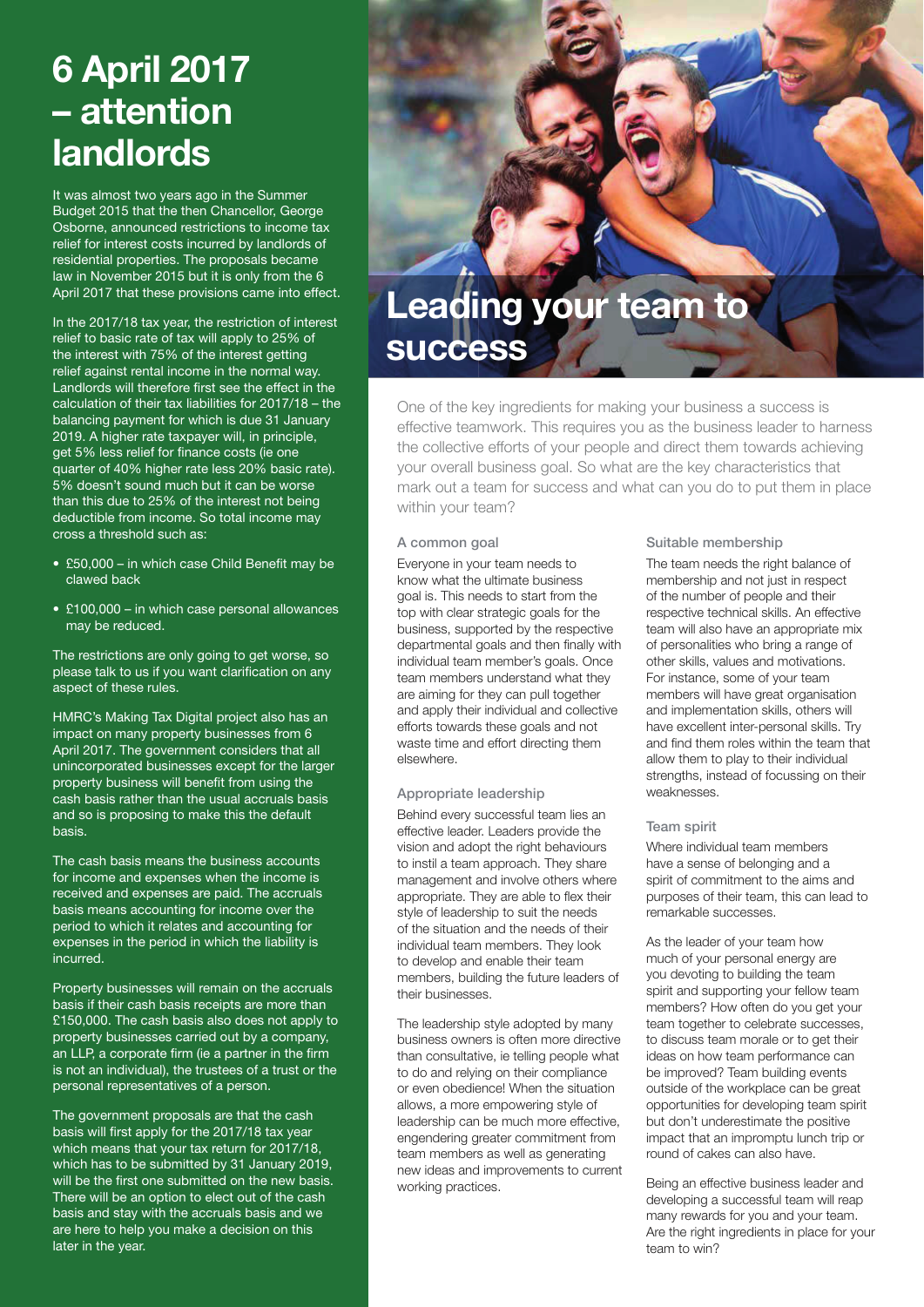# 6 April 2017 – attention landlords

It was almost two years ago in the Summer Budget 2015 that the then Chancellor, George Osborne, announced restrictions to income tax relief for interest costs incurred by landlords of residential properties. The proposals became law in November 2015 but it is only from the 6 April 2017 that these provisions came into effect.

In the 2017/18 tax year, the restriction of interest relief to basic rate of tax will apply to 25% of the interest with 75% of the interest getting relief against rental income in the normal way. Landlords will therefore first see the effect in the calculation of their tax liabilities for 2017/18 – the balancing payment for which is due 31 January 2019. A higher rate taxpayer will, in principle, get 5% less relief for finance costs (ie one quarter of 40% higher rate less 20% basic rate). 5% doesn't sound much but it can be worse than this due to 25% of the interest not being deductible from income. So total income may cross a threshold such as:

- £50,000 – in which case Child Benefit may be clawed back
- £100,000 – in which case personal allowances may be reduced.

The restrictions are only going to get worse, so please talk to us if you want clarification on any aspect of these rules.

HMRC's Making Tax Digital project also has an impact on many property businesses from 6 April 2017. The government considers that all unincorporated businesses except for the larger property business will benefit from using the cash basis rather than the usual accruals basis and so is proposing to make this the default basis.

The cash basis means the business accounts for income and expenses when the income is received and expenses are paid. The accruals basis means accounting for income over the period to which it relates and accounting for expenses in the period in which the liability is incurred.

Property businesses will remain on the accruals basis if their cash basis receipts are more than £150,000. The cash basis also does not apply to property businesses carried out by a company, an LLP, a corporate firm (ie a partner in the firm is not an individual), the trustees of a trust or the personal representatives of a person.

The government proposals are that the cash basis will first apply for the 2017/18 tax year which means that your tax return for 2017/18, which has to be submitted by 31 January 2019, will be the first one submitted on the new basis. There will be an option to elect out of the cash basis and stay with the accruals basis and we are here to help you make a decision on this later in the year.

# Leading your team to success

One of the key ingredients for making your business a success is effective teamwork. This requires you as the business leader to harness the collective efforts of your people and direct them towards achieving your overall business goal. So what are the key characteristics that mark out a team for success and what can you do to put them in place within your team?

### A common goal

Everyone in your team needs to know what the ultimate business goal is. This needs to start from the top with clear strategic goals for the business, supported by the respective departmental goals and then finally with individual team member's goals. Once team members understand what they are aiming for they can pull together and apply their individual and collective efforts towards these goals and not waste time and effort directing them elsewhere.

### Appropriate leadership

Behind every successful team lies an effective leader. Leaders provide the vision and adopt the right behaviours to instil a team approach. They share management and involve others where appropriate. They are able to flex their style of leadership to suit the needs of the situation and the needs of their individual team members. They look to develop and enable their team members, building the future leaders of their businesses.

The leadership style adopted by many business owners is often more directive than consultative, ie telling people what to do and relying on their compliance or even obedience! When the situation allows, a more empowering style of leadership can be much more effective, engendering greater commitment from team members as well as generating new ideas and improvements to current working practices.

### Suitable membership

The team needs the right balance of membership and not just in respect of the number of people and their respective technical skills. An effective team will also have an appropriate mix of personalities who bring a range of other skills, values and motivations. For instance, some of your team members will have great organisation and implementation skills, others will have excellent inter-personal skills. Try and find them roles within the team that allow them to play to their individual strengths, instead of focussing on their weaknesses.

### Team spirit

Where individual team members have a sense of belonging and a spirit of commitment to the aims and purposes of their team, this can lead to remarkable successes.

As the leader of your team how much of your personal energy are you devoting to building the team spirit and supporting your fellow team members? How often do you get your team together to celebrate successes, to discuss team morale or to get their ideas on how team performance can be improved? Team building events outside of the workplace can be great opportunities for developing team spirit but don't underestimate the positive impact that an impromptu lunch trip or round of cakes can also have.

Being an effective business leader and developing a successful team will reap many rewards for you and your team. Are the right ingredients in place for your team to win?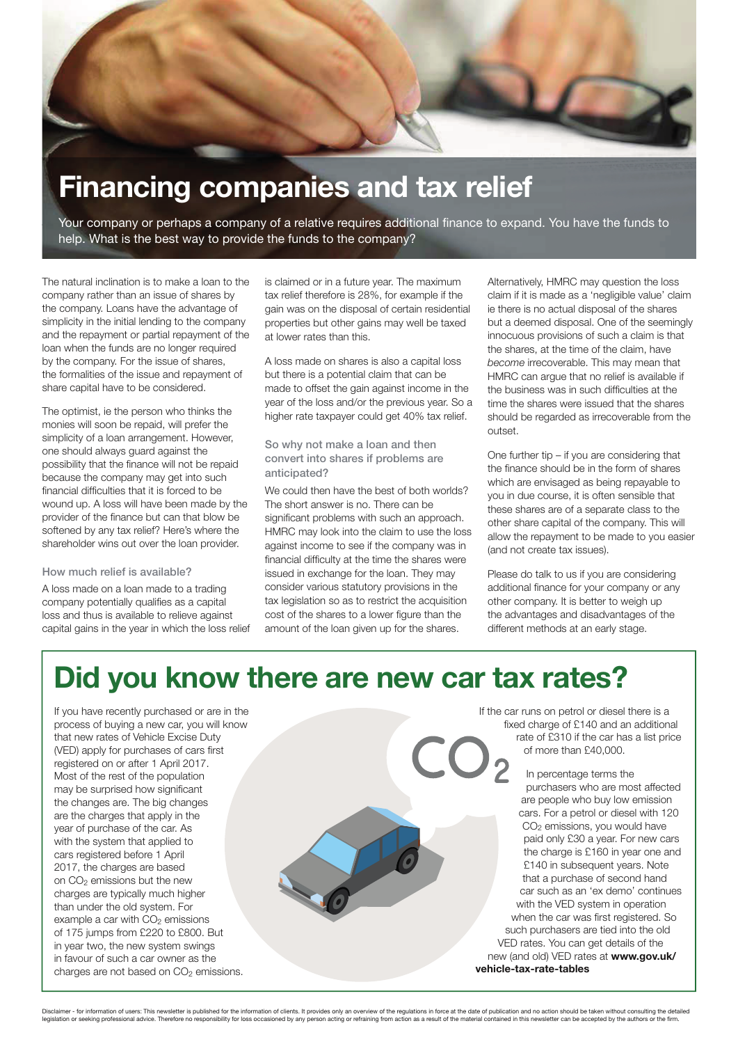# Financing companies and tax relief

Your company or perhaps a company of a relative requires additional finance to expand. You have the funds to help. What is the best way to provide the funds to the company?

The natural inclination is to make a loan to the company rather than an issue of shares by the company. Loans have the advantage of simplicity in the initial lending to the company and the repayment or partial repayment of the loan when the funds are no longer required by the company. For the issue of shares, the formalities of the issue and repayment of share capital have to be considered.

The optimist, ie the person who thinks the monies will soon be repaid, will prefer the simplicity of a loan arrangement. However, one should always guard against the possibility that the finance will not be repaid because the company may get into such financial difficulties that it is forced to be wound up. A loss will have been made by the provider of the finance but can that blow be softened by any tax relief? Here's where the shareholder wins out over the loan provider.

### How much relief is available?

A loss made on a loan made to a trading company potentially qualifies as a capital loss and thus is available to relieve against capital gains in the year in which the loss relief is claimed or in a future year. The maximum tax relief therefore is 28%, for example if the gain was on the disposal of certain residential properties but other gains may well be taxed at lower rates than this.

A loss made on shares is also a capital loss but there is a potential claim that can be made to offset the gain against income in the year of the loss and/or the previous year. So a higher rate taxpayer could get 40% tax relief.

### So why not make a loan and then convert into shares if problems are anticipated?

We could then have the best of both worlds? The short answer is no. There can be significant problems with such an approach. HMRC may look into the claim to use the loss against income to see if the company was in financial difficulty at the time the shares were issued in exchange for the loan. They may consider various statutory provisions in the tax legislation so as to restrict the acquisition cost of the shares to a lower figure than the amount of the loan given up for the shares.

Alternatively, HMRC may question the loss claim if it is made as a 'negligible value' claim ie there is no actual disposal of the shares but a deemed disposal. One of the seemingly innocuous provisions of such a claim is that the shares, at the time of the claim, have *become* irrecoverable. This may mean that HMRC can argue that no relief is available if the business was in such difficulties at the time the shares were issued that the shares should be regarded as irrecoverable from the outset.

One further tip – if you are considering that the finance should be in the form of shares which are envisaged as being repayable to you in due course, it is often sensible that these shares are of a separate class to the other share capital of the company. This will allow the repayment to be made to you easier (and not create tax issues).

Please do talk to us if you are considering additional finance for your company or any other company. It is better to weigh up the advantages and disadvantages of the different methods at an early stage.

# Did you know there are new car tax rates?

If you have recently purchased or are in the process of buying a new car, you will know that new rates of Vehicle Excise Duty (VED) apply for purchases of cars first registered on or after 1 April 2017. Most of the rest of the population may be surprised how significant the changes are. The big changes are the charges that apply in the year of purchase of the car. As with the system that applied to cars registered before 1 April 2017, the charges are based on $CO_2$ emissions but the new charges are typically much higher than under the old system. For example a car with $CO_2$ emissions of 175 jumps from £220 to £800. But in year two, the new system swings in favour of such a car owner as the charges are not based on $CO_2$ emissions.

If the car runs on petrol or diesel there is a fixed charge of £140 and an additional rate of £310 if the car has a list price of more than £40,000.

In percentage terms the purchasers who are most affected are people who buy low emission cars. For a petrol or diesel with 120 $CO_2$ emissions, you would have paid only £30 a year. For new cars the charge is £160 in year one and £140 in subsequent years. Note that a purchase of second hand car such as an 'ex demo' continues with the VED system in operation when the car was first registered. So such purchasers are tied into the old VED rates. You can get details of the new (and old) VED rates at **www.gov.uk/vehicle-tax-rate-tables**

Disclaimer - for information of users: This newsletter is published for the information of clients. It provides only an overview of the regulations in force at the date of publication and no action should be taken without consulting the detailed legislation or seeking professional advice. Therefore no responsibility for loss occasioned by any person acting or refraining from action as a result of the material contained in this newsletter can be accepted by the authors or the firm.